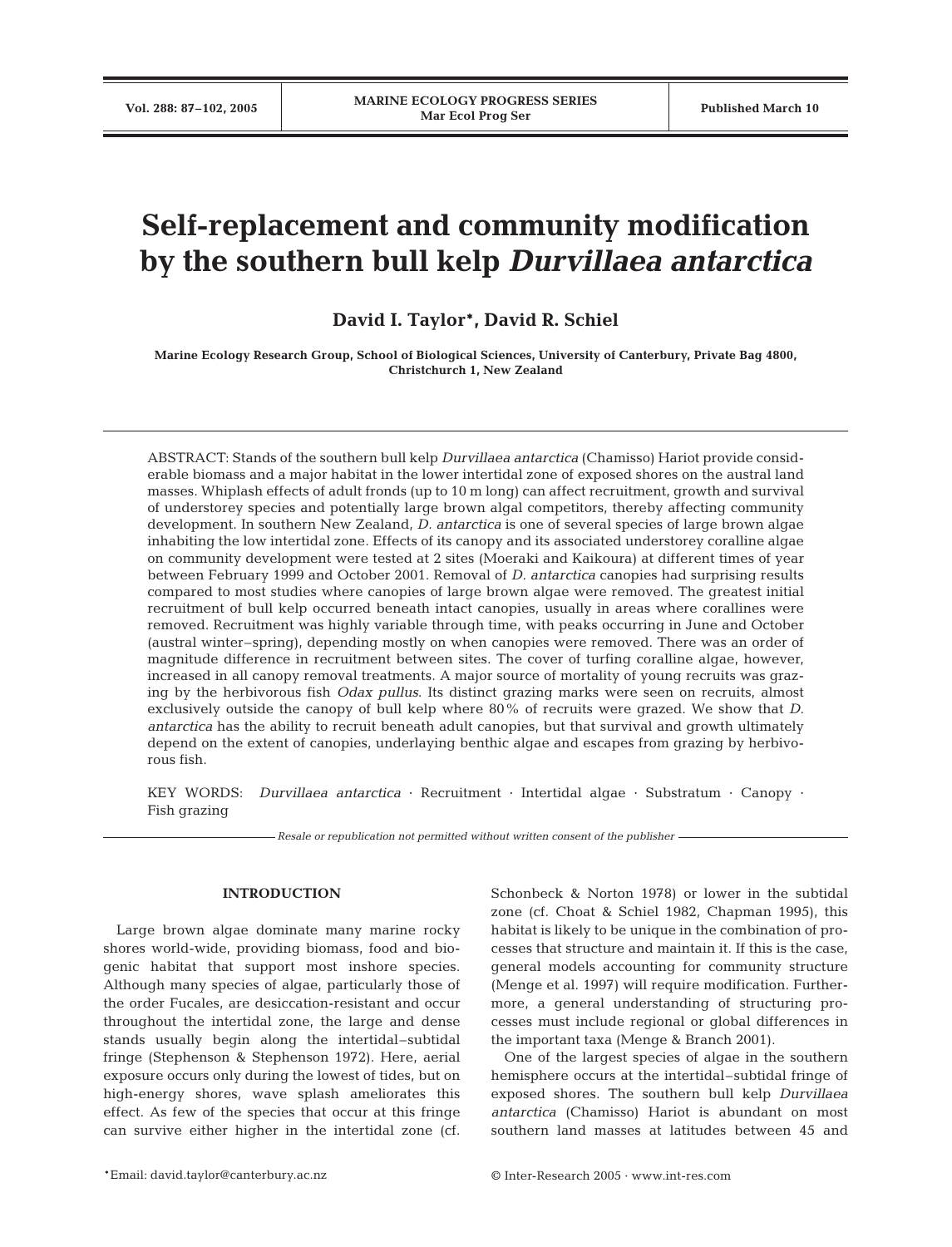# Self-replacement and community modification by the southern bull kelp *Durvillaea antarctica*

**David I. Taylor\*, David R. Schiel**

**Marine Ecology Research Group, School of Biological Sciences, University of Canterbury, Private Bag 4800, Christchurch 1, New Zealand**

ABSTRACT: Stands of the southern bull kelp *Durvillaea antarctica* (Chamisso) Hariot provide considerable biomass and a major habitat in the lower intertidal zone of exposed shores on the austral land masses. Whiplash effects of adult fronds (up to 10 m long) can affect recruitment, growth and survival of understorey species and potentially large brown algal competitors, thereby affecting community development. In southern New Zealand, *D. antarctica* is one of several species of large brown algae inhabiting the low intertidal zone. Effects of its canopy and its associated understorey coralline algae on community development were tested at 2 sites (Moeraki and Kaikoura) at different times of year between February 1999 and October 2001. Removal of *D. antarctica* canopies had surprising results compared to most studies where canopies of large brown algae were removed. The greatest initial recruitment of bull kelp occurred beneath intact canopies, usually in areas where corallines were removed. Recruitment was highly variable through time, with peaks occurring in June and October (austral winter–spring), depending mostly on when canopies were removed. There was an order of magnitude difference in recruitment between sites. The cover of turfing coralline algae, however, increased in all canopy removal treatments. A major source of mortality of young recruits was grazing by the herbivorous fish *Odax pullus*. Its distinct grazing marks were seen on recruits, almost exclusively outside the canopy of bull kelp where 80% of recruits were grazed. We show that *D. antarctica* has the ability to recruit beneath adult canopies, but that survival and growth ultimately depend on the extent of canopies, underlaying benthic algae and escapes from grazing by herbivorous fish.

KEY WORDS: *Durvillaea antarctica* · Recruitment · Intertidal algae · Substratum · Canopy · Fish grazing

*Resale or republication not permitted without written consent of the publisher*

## INTRODUCTION

Large brown algae dominate many marine rocky shores world-wide, providing biomass, food and biogenic habitat that support most inshore species. Although many species of algae, particularly those of the order Fucales, are desiccation-resistant and occur throughout the intertidal zone, the large and dense stands usually begin along the intertidal–subtidal fringe (Stephenson & Stephenson 1972). Here, aerial exposure occurs only during the lowest of tides, but on high-energy shores, wave splash ameliorates this effect. As few of the species that occur at this fringe can survive either higher in the intertidal zone (cf. Schonbeck & Norton 1978) or lower in the subtidal zone (cf. Choat & Schiel 1982, Chapman 1995), this habitat is likely to be unique in the combination of processes that structure and maintain it. If this is the case, general models accounting for community structure (Menge et al. 1997) will require modification. Furthermore, a general understanding of structuring processes must include regional or global differences in the important taxa (Menge & Branch 2001).

One of the largest species of algae in the southern hemisphere occurs at the intertidal–subtidal fringe of exposed shores. The southern bull kelp *Durvillaea antarctica* (Chamisso) Hariot is abundant on most southern land masses at latitudes between 45 and

\*Email: david.taylor@canterbury.ac.nz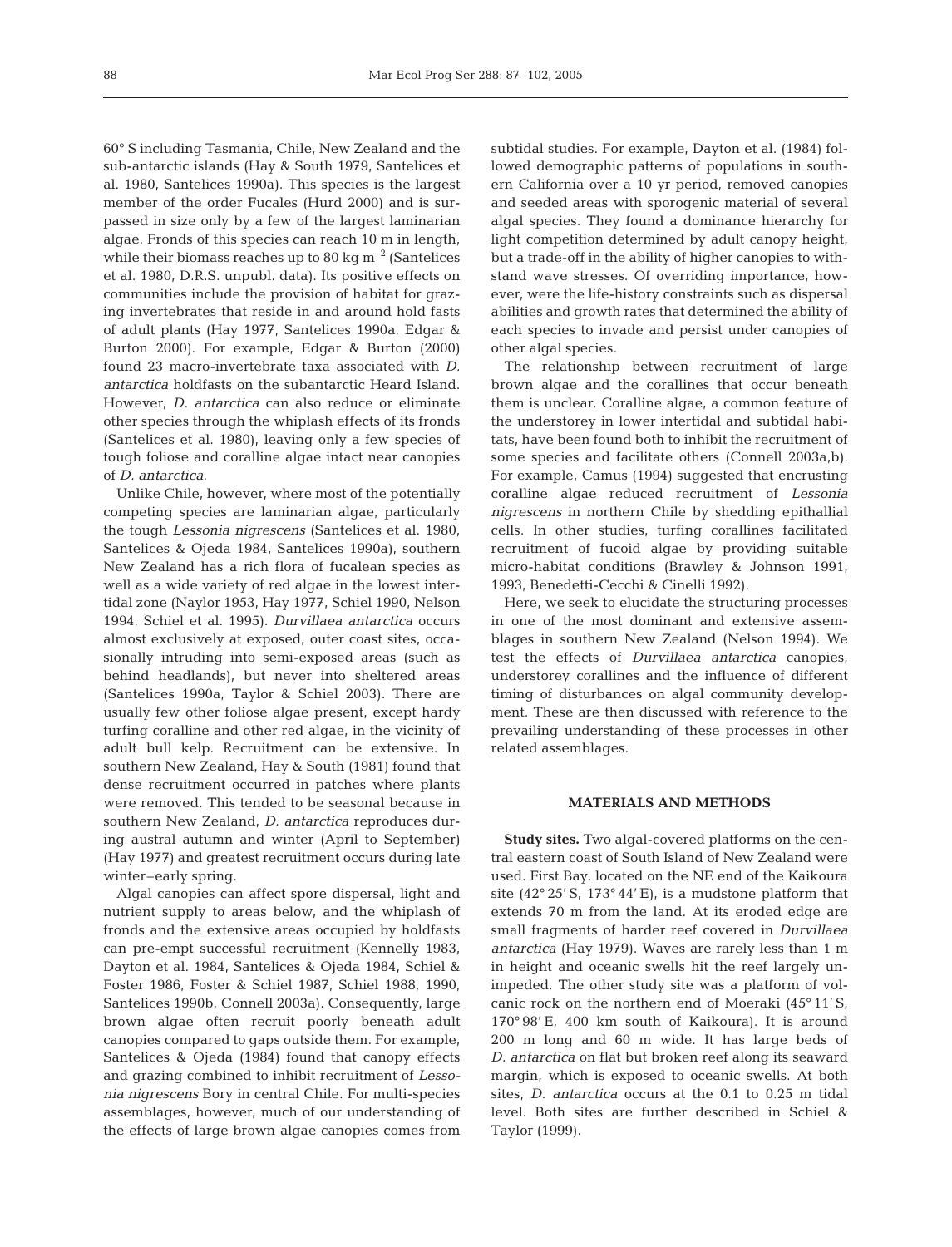60° S including Tasmania, Chile, New Zealand and the sub-antarctic islands (Hay & South 1979, Santelices et al. 1980, Santelices 1990a). This species is the largest member of the order Fucales (Hurd 2000) and is surpassed in size only by a few of the largest laminarian algae. Fronds of this species can reach 10 m in length, while their biomass reaches up to 80 kg $m^{-2}$ (Santelices et al. 1980, D.R.S. unpubl. data). Its positive effects on communities include the provision of habitat for grazing invertebrates that reside in and around hold fasts of adult plants (Hay 1977, Santelices 1990a, Edgar & Burton 2000). For example, Edgar & Burton (2000) found 23 macro-invertebrate taxa associated with *D. antarctica* holdfasts on the subantarctic Heard Island. However, *D. antarctica* can also reduce or eliminate other species through the whiplash effects of its fronds (Santelices et al. 1980), leaving only a few species of tough foliose and coralline algae intact near canopies of *D. antarctica*.

Unlike Chile, however, where most of the potentially competing species are laminarian algae, particularly the tough *Lessonia nigrescens* (Santelices et al. 1980, Santelices & Ojeda 1984, Santelices 1990a), southern New Zealand has a rich flora of fucalean species as well as a wide variety of red algae in the lowest intertidal zone (Naylor 1953, Hay 1977, Schiel 1990, Nelson 1994, Schiel et al. 1995). *Durvillaea antarctica* occurs almost exclusively at exposed, outer coast sites, occasionally intruding into semi-exposed areas (such as behind headlands), but never into sheltered areas (Santelices 1990a, Taylor & Schiel 2003). There are usually few other foliose algae present, except hardy turfing coralline and other red algae, in the vicinity of adult bull kelp. Recruitment can be extensive. In southern New Zealand, Hay & South (1981) found that dense recruitment occurred in patches where plants were removed. This tended to be seasonal because in southern New Zealand, *D. antarctica* reproduces during austral autumn and winter (April to September) (Hay 1977) and greatest recruitment occurs during late winter–early spring.

Algal canopies can affect spore dispersal, light and nutrient supply to areas below, and the whiplash of fronds and the extensive areas occupied by holdfasts can pre-empt successful recruitment (Kennelly 1983, Dayton et al. 1984, Santelices & Ojeda 1984, Schiel & Foster 1986, Foster & Schiel 1987, Schiel 1988, 1990, Santelices 1990b, Connell 2003a). Consequently, large brown algae often recruit poorly beneath adult canopies compared to gaps outside them. For example, Santelices & Ojeda (1984) found that canopy effects and grazing combined to inhibit recruitment of *Lessonia nigrescens* Bory in central Chile. For multi-species assemblages, however, much of our understanding of the effects of large brown algae canopies comes from subtidal studies. For example, Dayton et al. (1984) followed demographic patterns of populations in southern California over a 10 yr period, removed canopies and seeded areas with sporogenic material of several algal species. They found a dominance hierarchy for light competition determined by adult canopy height, but a trade-off in the ability of higher canopies to withstand wave stresses. Of overriding importance, however, were the life-history constraints such as dispersal abilities and growth rates that determined the ability of each species to invade and persist under canopies of other algal species.

The relationship between recruitment of large brown algae and the corallines that occur beneath them is unclear. Coralline algae, a common feature of the understorey in lower intertidal and subtidal habitats, have been found both to inhibit the recruitment of some species and facilitate others (Connell 2003a,b). For example, Camus (1994) suggested that encrusting coralline algae reduced recruitment of *Lessonia nigrescens* in northern Chile by shedding epithallial cells. In other studies, turfing corallines facilitated recruitment of fucoid algae by providing suitable micro-habitat conditions (Brawley & Johnson 1991, 1993, Benedetti-Cecchi & Cinelli 1992).

Here, we seek to elucidate the structuring processes in one of the most dominant and extensive assemblages in southern New Zealand (Nelson 1994). We test the effects of *Durvillaea antarctica* canopies, understorey corallines and the influence of different timing of disturbances on algal community development. These are then discussed with reference to the prevailing understanding of these processes in other related assemblages.

## MATERIALS AND METHODS

**Study sites.** Two algal-covered platforms on the central eastern coast of South Island of New Zealand were used. First Bay, located on the NE end of the Kaikoura site (42° 25′ S, 173° 44′ E), is a mudstone platform that extends 70 m from the land. At its eroded edge are small fragments of harder reef covered in *Durvillaea antarctica* (Hay 1979). Waves are rarely less than 1 m in height and oceanic swells hit the reef largely unimpeded. The other study site was a platform of volcanic rock on the northern end of Moeraki (45° 11′ S, 170° 98′ E, 400 km south of Kaikoura). It is around 200 m long and 60 m wide. It has large beds of *D. antarctica* on flat but broken reef along its seaward margin, which is exposed to oceanic swells. At both sites, *D. antarctica* occurs at the 0.1 to 0.25 m tidal level. Both sites are further described in Schiel & Taylor (1999).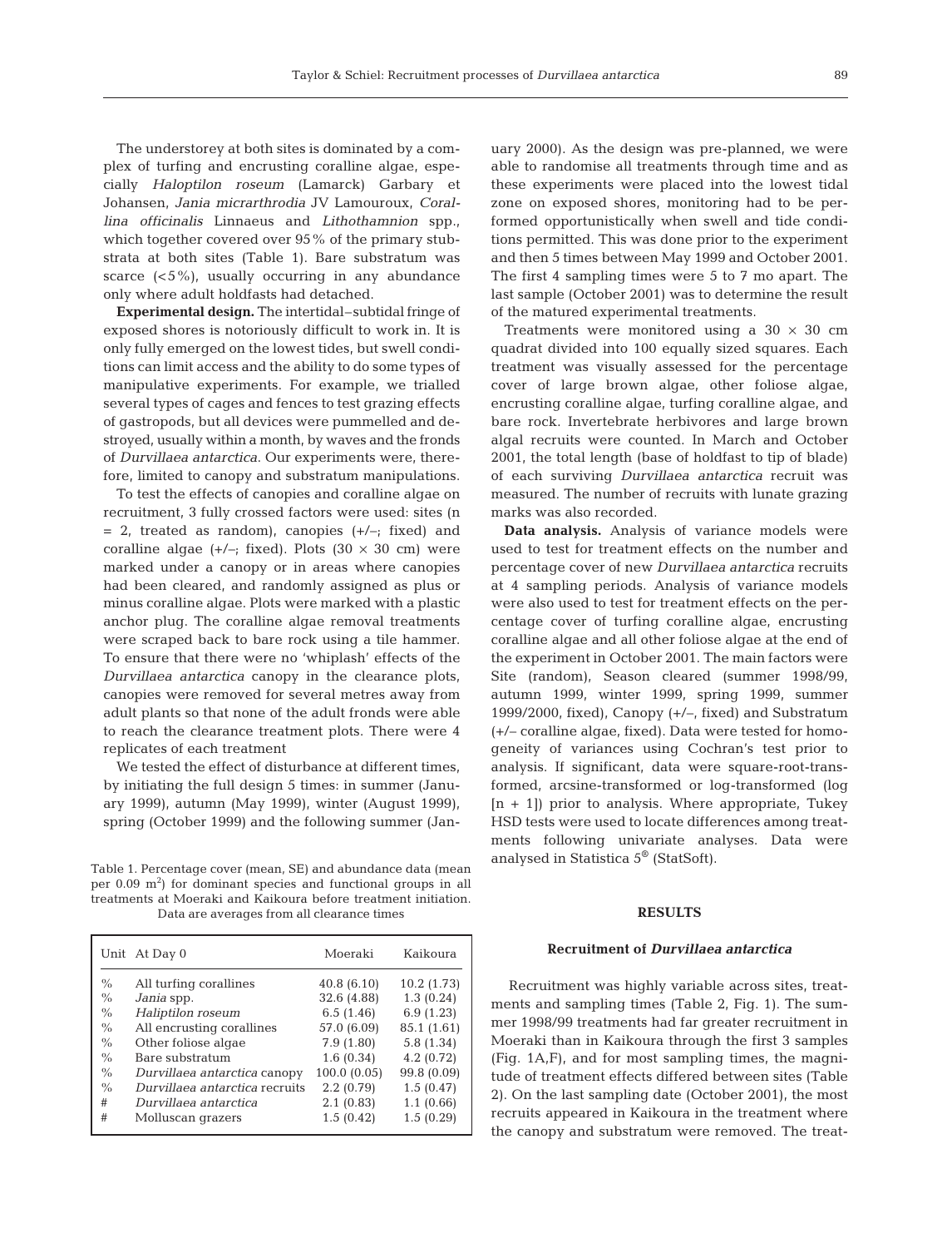The understorey at both sites is dominated by a complex of turfing and encrusting coralline algae, especially *Haloptilon roseum* (Lamarck) Garbary et Johansen, *Jania micrarthrodia* JV Lamouroux, *Corallina officinalis* Linnaeus and *Lithothamnion* spp., which together covered over 95% of the primary substrata at both sites (Table 1). Bare substratum was scarce (<5%), usually occurring in any abundance only where adult holdfasts had detached.

**Experimental design.** The intertidal–subtidal fringe of exposed shores is notoriously difficult to work in. It is only fully emerged on the lowest tides, but swell conditions can limit access and the ability to do some types of manipulative experiments. For example, we trialled several types of cages and fences to test grazing effects of gastropods, but all devices were pummelled and destroyed, usually within a month, by waves and the fronds of *Durvillaea antarctica*. Our experiments were, therefore, limited to canopy and substratum manipulations.

To test the effects of canopies and coralline algae on recruitment, 3 fully crossed factors were used: sites (n = 2, treated as random), canopies (+/–; fixed) and coralline algae (+/–; fixed). Plots (30 × 30 cm) were marked under a canopy or in areas where canopies had been cleared, and randomly assigned as plus or minus coralline algae. Plots were marked with a plastic anchor plug. The coralline algae removal treatments were scraped back to bare rock using a tile hammer. To ensure that there were no 'whiplash' effects of the *Durvillaea antarctica* canopy in the clearance plots, canopies were removed for several metres away from adult plants so that none of the adult fronds were able to reach the clearance treatment plots. There were 4 replicates of each treatment

We tested the effect of disturbance at different times, by initiating the full design 5 times: in summer (January 1999), autumn (May 1999), winter (August 1999), spring (October 1999) and the following summer (January 2000). As the design was pre-planned, we were able to randomise all treatments through time and as these experiments were placed into the lowest tidal zone on exposed shores, monitoring had to be performed opportunistically when swell and tide conditions permitted. This was done prior to the experiment and then 5 times between May 1999 and October 2001. The first 4 sampling times were 5 to 7 mo apart. The last sample (October 2001) was to determine the result of the matured experimental treatments.

Treatments were monitored using a 30 × 30 cm quadrat divided into 100 equally sized squares. Each treatment was visually assessed for the percentage cover of large brown algae, other foliose algae, encrusting coralline algae, turfing coralline algae, and bare rock. Invertebrate herbivores and large brown algal recruits were counted. In March and October 2001, the total length (base of holdfast to tip of blade) of each surviving *Durvillaea antarctica* recruit was measured. The number of recruits with lunate grazing marks was also recorded.

**Data analysis.** Analysis of variance models were used to test for treatment effects on the number and percentage cover of new *Durvillaea antarctica* recruits at 4 sampling periods. Analysis of variance models were also used to test for treatment effects on the percentage cover of turfing coralline algae, encrusting coralline algae and all other foliose algae at the end of the experiment in October 2001. The main factors were Site (random), Season cleared (summer 1998/99, autumn 1999, winter 1999, spring 1999, summer 1999/2000, fixed), Canopy (+/–, fixed) and Substratum (+/– coralline algae, fixed). Data were tested for homogeneity of variances using Cochran's test prior to analysis. If significant, data were square-root-transformed, arcsine-transformed or log-transformed (log [n + 1]) prior to analysis. Where appropriate, Tukey HSD tests were used to locate differences among treatments following univariate analyses. Data were analysed in Statistica 5® (StatSoft).

Table 1. Percentage cover (mean, SE) and abundance data (mean per 0.09 $m^2$) for dominant species and functional groups in all treatments at Moeraki and Kaikoura before treatment initiation. Data are averages from all clearance times

| Unit | At Day 0 | Moeraki | Kaikoura |
|---|---|---|---|
| % | All turfing corallines | 40.8 (6.10) | 10.2 (1.73) |
| % | *Jania* spp. | 32.6 (4.88) | 1.3 (0.24) |
| % | *Haliptilon roseum* | 6.5 (1.46) | 6.9 (1.23) |
| % | All encrusting corallines | 57.0 (6.09) | 85.1 (1.61) |
| % | Other foliose algae | 7.9 (1.80) | 5.8 (1.34) |
| % | Bare substratum | 1.6 (0.34) | 4.2 (0.72) |
| % | *Durvillaea antarctica* canopy | 100.0 (0.05) | 99.8 (0.09) |
| % | *Durvillaea antarctica* recruits | 2.2 (0.79) | 1.5 (0.47) |
| # | *Durvillaea antarctica* | 2.1 (0.83) | 1.1 (0.66) |
| # | Molluscan grazers | 1.5 (0.42) | 1.5 (0.29) |

## RESULTS

### Recruitment of *Durvillaea antarctica*

Recruitment was highly variable across sites, treatments and sampling times (Table 2, Fig. 1). The summer 1998/99 treatments had far greater recruitment in Moeraki than in Kaikoura through the first 3 samples (Fig. 1A,F), and for most sampling times, the magnitude of treatment effects differed between sites (Table 2). On the last sampling date (October 2001), the most recruits appeared in Kaikoura in the treatment where the canopy and substratum were removed. The treat-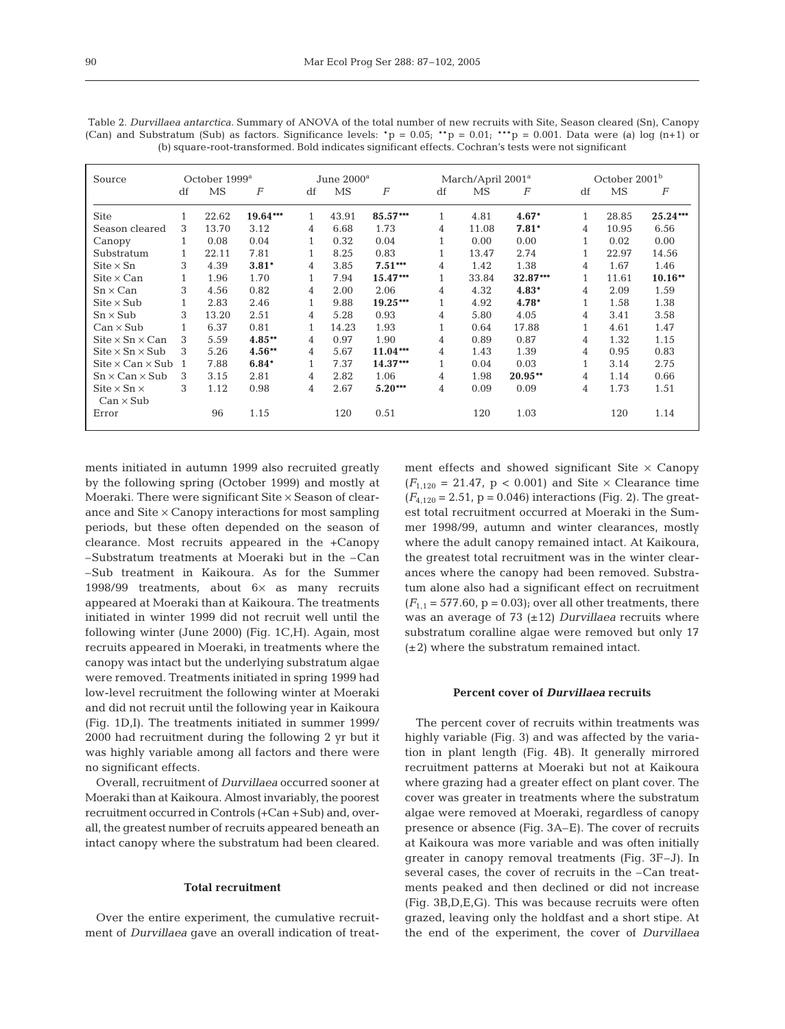Table 2. *Durvillaea antarctica*. Summary of ANOVA of the total number of new recruits with Site, Season cleared (Sn), Canopy (Can) and Substratum (Sub) as factors. Significance levels: *p = 0.05; **p = 0.01; ***p = 0.001. Data were (a) log (n+1) or (b) square-root-transformed. Bold indicates significant effects. Cochran's tests were not significant

| Source | October 1999[a] | | | June 2000[a] | | | March/April 2001[a] | | | October 2001[b] | | |
|---|---|---|---|---|---|---|---|---|---|---|---|---|
| | df | MS | *F* | df | MS | *F* | df | MS | *F* | df | MS | *F* |
| Site | 1 | 22.62 | **19.64*** ** | 1 | 43.91 | **85.57*** ** | 1 | 4.81 | **4.67*** | 1 | 28.85 | **25.24*** ** |
| Season cleared | 3 | 13.70 | 3.12 | 4 | 6.68 | 1.73 | 4 | 11.08 | **7.81*** | 4 | 10.95 | 6.56 |
| Canopy | 1 | 0.08 | 0.04 | 1 | 0.32 | 0.04 | 1 | 0.00 | 0.00 | 1 | 0.02 | 0.00 |
| Substratum | 1 | 22.11 | 7.81 | 1 | 8.25 | 0.83 | 1 | 13.47 | 2.74 | 1 | 22.97 | 14.56 |
| Site × Sn | 3 | 4.39 | **3.81*** | 4 | 3.85 | **7.51*** ** | 4 | 1.42 | 1.38 | 4 | 1.67 | 1.46 |
| Site × Can | 1 | 1.96 | 1.70 | 1 | 7.94 | **15.47*** ** | 1 | 33.84 | **32.87*** ** | 1 | 11.61 | **10.16** ** |
| Sn × Can | 3 | 4.56 | 0.82 | 4 | 2.00 | 2.06 | 4 | 4.32 | **4.83*** | 4 | 2.09 | 1.59 |
| Site × Sub | 1 | 2.83 | 2.46 | 1 | 9.88 | **19.25*** ** | 1 | 4.92 | **4.78*** | 1 | 1.58 | 1.38 |
| Sn × Sub | 3 | 13.20 | 2.51 | 4 | 5.28 | 0.93 | 4 | 5.80 | 4.05 | 4 | 3.41 | 3.58 |
| Can × Sub | 1 | 6.37 | 0.81 | 1 | 14.23 | 1.93 | 1 | 0.64 | 17.88 | 1 | 4.61 | 1.47 |
| Site × Sn × Can | 3 | 5.59 | **4.85** ** | 4 | 0.97 | 1.90 | 4 | 0.89 | 0.87 | 4 | 1.32 | 1.15 |
| Site × Sn × Sub | 3 | 5.26 | **4.56** ** | 4 | 5.67 | **11.04*** ** | 4 | 1.43 | 1.39 | 4 | 0.95 | 0.83 |
| Site × Can × Sub | 1 | 7.88 | **6.84*** | 1 | 7.37 | **14.37*** ** | 1 | 0.04 | 0.03 | 1 | 3.14 | 2.75 |
| Sn × Can × Sub | 3 | 3.15 | 2.81 | 4 | 2.82 | 1.06 | 4 | 1.98 | **20.95** ** | 4 | 1.14 | 0.66 |
| Site × Sn × Can × Sub | 3 | 1.12 | 0.98 | 4 | 2.67 | **5.20*** ** | 4 | 0.09 | 0.09 | 4 | 1.73 | 1.51 |
| Error | | 96 | 1.15 | | 120 | 0.51 | | 120 | 1.03 | | 120 | 1.14 |

ments initiated in autumn 1999 also recruited greatly by the following spring (October 1999) and mostly at Moeraki. There were significant Site × Season of clearance and Site × Canopy interactions for most sampling periods, but these often depended on the season of clearance. Most recruits appeared in the +Canopy –Substratum treatments at Moeraki but in the –Can –Sub treatment in Kaikoura. As for the Summer 1998/99 treatments, about 6× as many recruits appeared at Moeraki than at Kaikoura. The treatments initiated in winter 1999 did not recruit well until the following winter (June 2000) (Fig. 1C,H). Again, most recruits appeared in Moeraki, in treatments where the canopy was intact but the underlying substratum algae were removed. Treatments initiated in spring 1999 had low-level recruitment the following winter at Moeraki and did not recruit until the following year in Kaikoura (Fig. 1D,I). The treatments initiated in summer 1999/2000 had recruitment during the following 2 yr but it was highly variable among all factors and there were no significant effects.

Overall, recruitment of *Durvillaea* occurred sooner at Moeraki than at Kaikoura. Almost invariably, the poorest recruitment occurred in Controls (+Can +Sub) and, overall, the greatest number of recruits appeared beneath an intact canopy where the substratum had been cleared.

### Total recruitment

Over the entire experiment, the cumulative recruitment of *Durvillaea* gave an overall indication of treatment effects and showed significant Site × Canopy ($F_{1,120}$ = 21.47, p < 0.001) and Site × Clearance time ($F_{4,120}$ = 2.51, p = 0.046) interactions (Fig. 2). The greatest total recruitment occurred at Moeraki in the Summer 1998/99, autumn and winter clearances, mostly where the adult canopy remained intact. At Kaikoura, the greatest total recruitment was in the winter clearances where the canopy had been removed. Substratum alone also had a significant effect on recruitment ($F_{1,1}$ = 577.60, p = 0.03); over all other treatments, there was an average of 73 (±12) *Durvillaea* recruits where substratum coralline algae were removed but only 17 (±2) where the substratum remained intact.

### Percent cover of *Durvillaea* recruits

The percent cover of recruits within treatments was highly variable (Fig. 3) and was affected by the variation in plant length (Fig. 4B). It generally mirrored recruitment patterns at Moeraki but not at Kaikoura where grazing had a greater effect on plant cover. The cover was greater in treatments where the substratum algae were removed at Moeraki, regardless of canopy presence or absence (Fig. 3A–E). The cover of recruits at Kaikoura was more variable and was often initially greater in canopy removal treatments (Fig. 3F–J). In several cases, the cover of recruits in the –Can treatments peaked and then declined or did not increase (Fig. 3B,D,E,G). This was because recruits were often grazed, leaving only the holdfast and a short stipe. At the end of the experiment, the cover of *Durvillaea*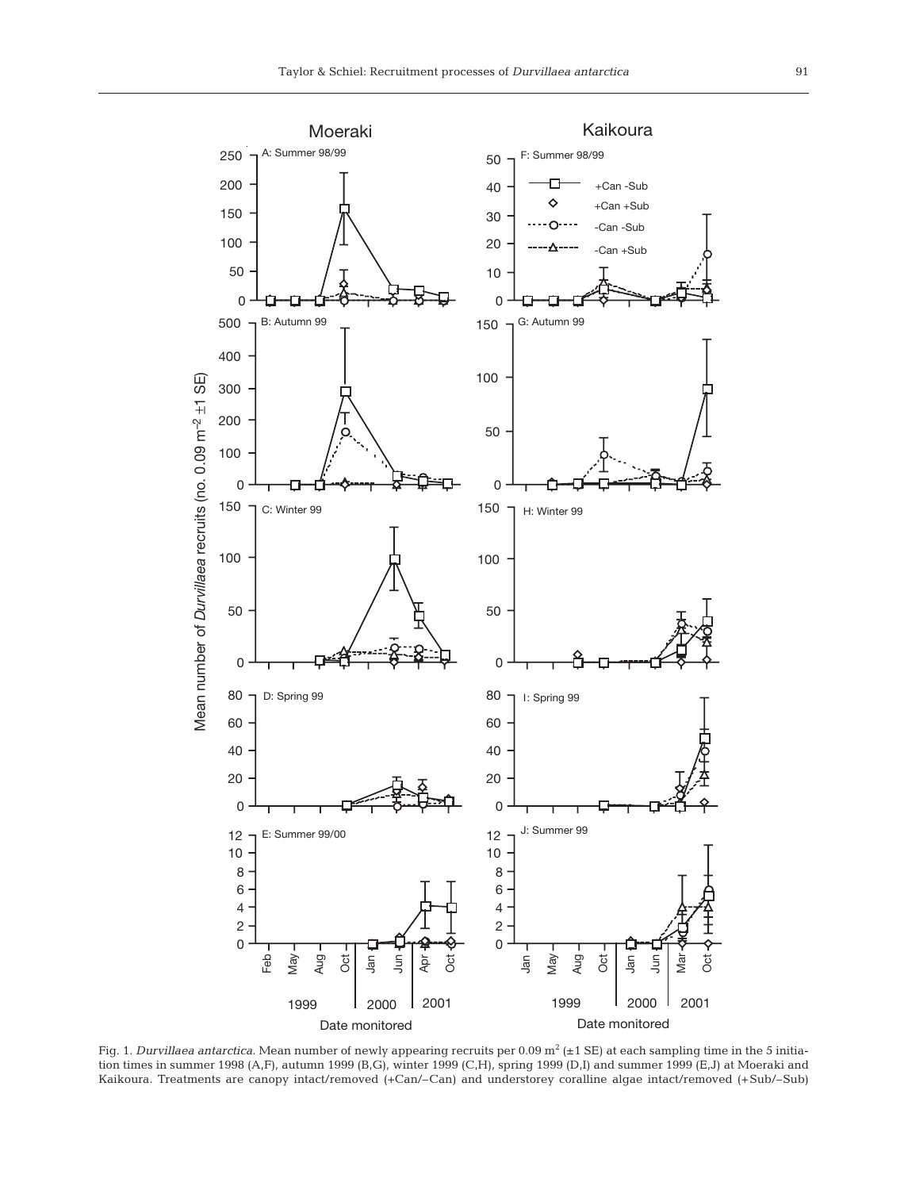Fig. 1. *Durvillaea antarctica.* Mean number of newly appearing recruits per 0.09 m$^2$ (±1 SE) at each sampling time in the 5 initiation times in summer 1998 (A,F), autumn 1999 (B,G), winter 1999 (C,H), spring 1999 (D,I) and summer 1999 (E,J) at Moeraki and Kaikoura. Treatments are canopy intact/removed (+Can/–Can) and understorey coralline algae intact/removed (+Sub/–Sub)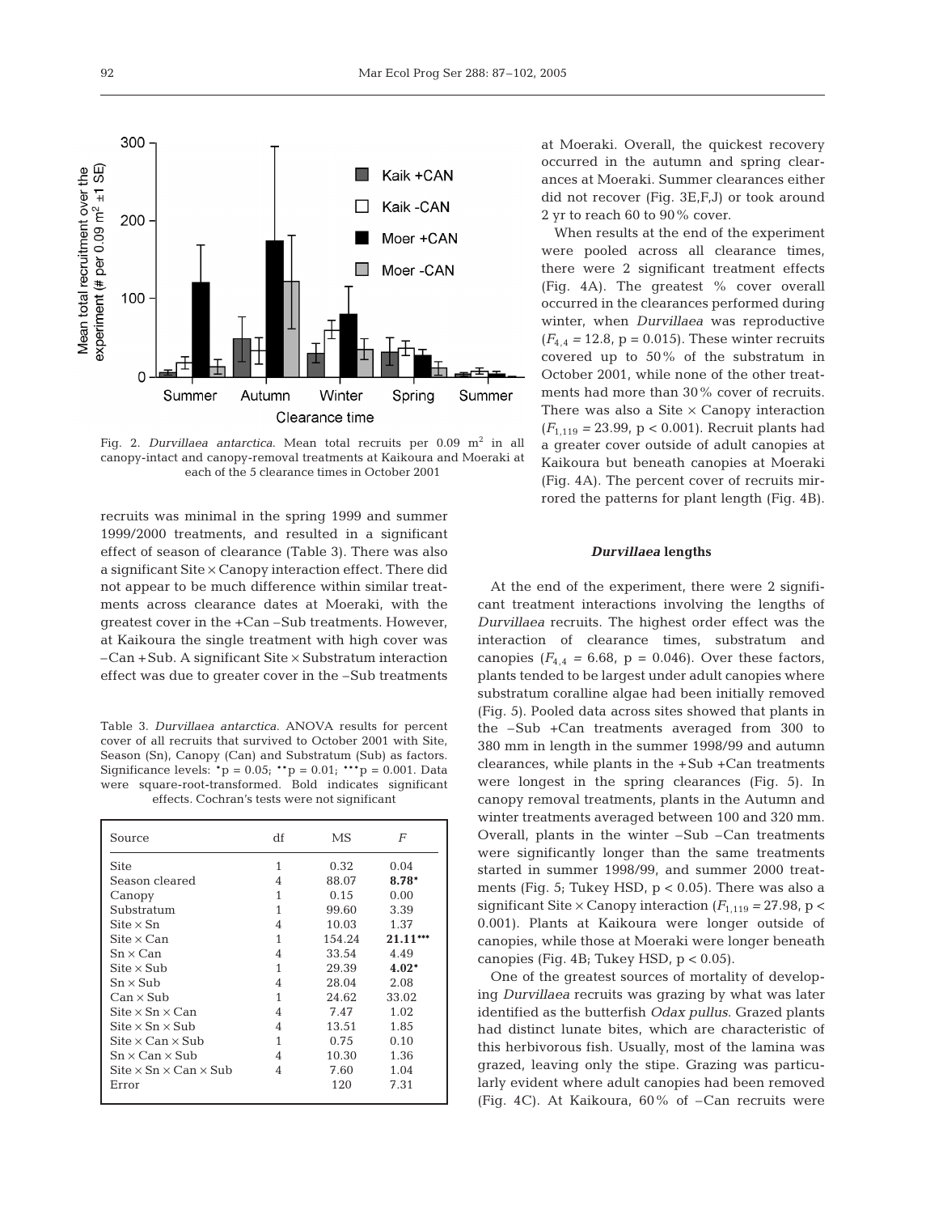Fig. 2. *Durvillaea antarctica*. Mean total recruits per 0.09 $m^2$ in all canopy-intact and canopy-removal treatments at Kaikoura and Moeraki at each of the 5 clearance times in October 2001

recruits was minimal in the spring 1999 and summer 1999/2000 treatments, and resulted in a significant effect of season of clearance (Table 3). There was also a significant Site × Canopy interaction effect. There did not appear to be much difference within similar treatments across clearance dates at Moeraki, with the greatest cover in the +Can –Sub treatments. However, at Kaikoura the single treatment with high cover was –Can +Sub. A significant Site × Substratum interaction effect was due to greater cover in the –Sub treatments

Table 3. *Durvillaea antarctica*. ANOVA results for percent cover of all recruits that survived to October 2001 with Site, Season (Sn), Canopy (Can) and Substratum (Sub) as factors. Significance levels: *p = 0.05; **p = 0.01; ***p = 0.001. Data were square-root-transformed. Bold indicates significant effects. Cochran's tests were not significant

| Source | df | MS | F |
|---|---|---|---|
| Site | 1 | 0.32 | 0.04 |
| Season cleared | 4 | 88.07 | **8.78*** |
| Canopy | 1 | 0.15 | 0.00 |
| Substratum | 1 | 99.60 | 3.39 |
| Site × Sn | 4 | 10.03 | 1.37 |
| Site × Can | 1 | 154.24 | **21.11***** |
| Sn × Can | 4 | 33.54 | 4.49 |
| Site × Sub | 1 | 29.39 | **4.02*** |
| Sn × Sub | 4 | 28.04 | 2.08 |
| Can × Sub | 1 | 24.62 | 33.02 |
| Site × Sn × Can | 4 | 7.47 | 1.02 |
| Site × Sn × Sub | 4 | 13.51 | 1.85 |
| Site × Can × Sub | 1 | 0.75 | 0.10 |
| Sn × Can × Sub | 4 | 10.30 | 1.36 |
| Site × Sn × Can × Sub | 4 | 7.60 | 1.04 |
| Error | | 120 | 7.31 |

at Moeraki. Overall, the quickest recovery occurred in the autumn and spring clearances at Moeraki. Summer clearances either did not recover (Fig. 3E,F,J) or took around 2 yr to reach 60 to 90% cover.

When results at the end of the experiment were pooled across all clearance times, there were 2 significant treatment effects (Fig. 4A). The greatest % cover overall occurred in the clearances performed during winter, when *Durvillaea* was reproductive ($F_{4,4}$ = 12.8, p = 0.015). These winter recruits covered up to 50% of the substratum in October 2001, while none of the other treatments had more than 30% cover of recruits. There was also a Site × Canopy interaction ($F_{1,119}$ = 23.99, p < 0.001). Recruit plants had a greater cover outside of adult canopies at Kaikoura but beneath canopies at Moeraki (Fig. 4A). The percent cover of recruits mirrored the patterns for plant length (Fig. 4B).

### *Durvillaea* lengths

At the end of the experiment, there were 2 significant treatment interactions involving the lengths of *Durvillaea* recruits. The highest order effect was the interaction of clearance times, substratum and canopies ($F_{4,4}$ = 6.68, p = 0.046). Over these factors, plants tended to be largest under adult canopies where substratum coralline algae had been initially removed (Fig. 5). Pooled data across sites showed that plants in the –Sub +Can treatments averaged from 300 to 380 mm in length in the summer 1998/99 and autumn clearances, while plants in the +Sub +Can treatments were longest in the spring clearances (Fig. 5). In canopy removal treatments, plants in the Autumn and winter treatments averaged between 100 and 320 mm. Overall, plants in the winter –Sub –Can treatments were significantly longer than the same treatments started in summer 1998/99, and summer 2000 treatments (Fig. 5; Tukey HSD, p < 0.05). There was also a significant Site × Canopy interaction ($F_{1,119}$ = 27.98, p < 0.001). Plants at Kaikoura were longer outside of canopies, while those at Moeraki were longer beneath canopies (Fig. 4B; Tukey HSD, p < 0.05).

One of the greatest sources of mortality of developing *Durvillaea* recruits was grazing by what was later identified as the butterfish *Odax pullus*. Grazed plants had distinct lunate bites, which are characteristic of this herbivorous fish. Usually, most of the lamina was grazed, leaving only the stipe. Grazing was particularly evident where adult canopies had been removed (Fig. 4C). At Kaikoura, 60% of –Can recruits were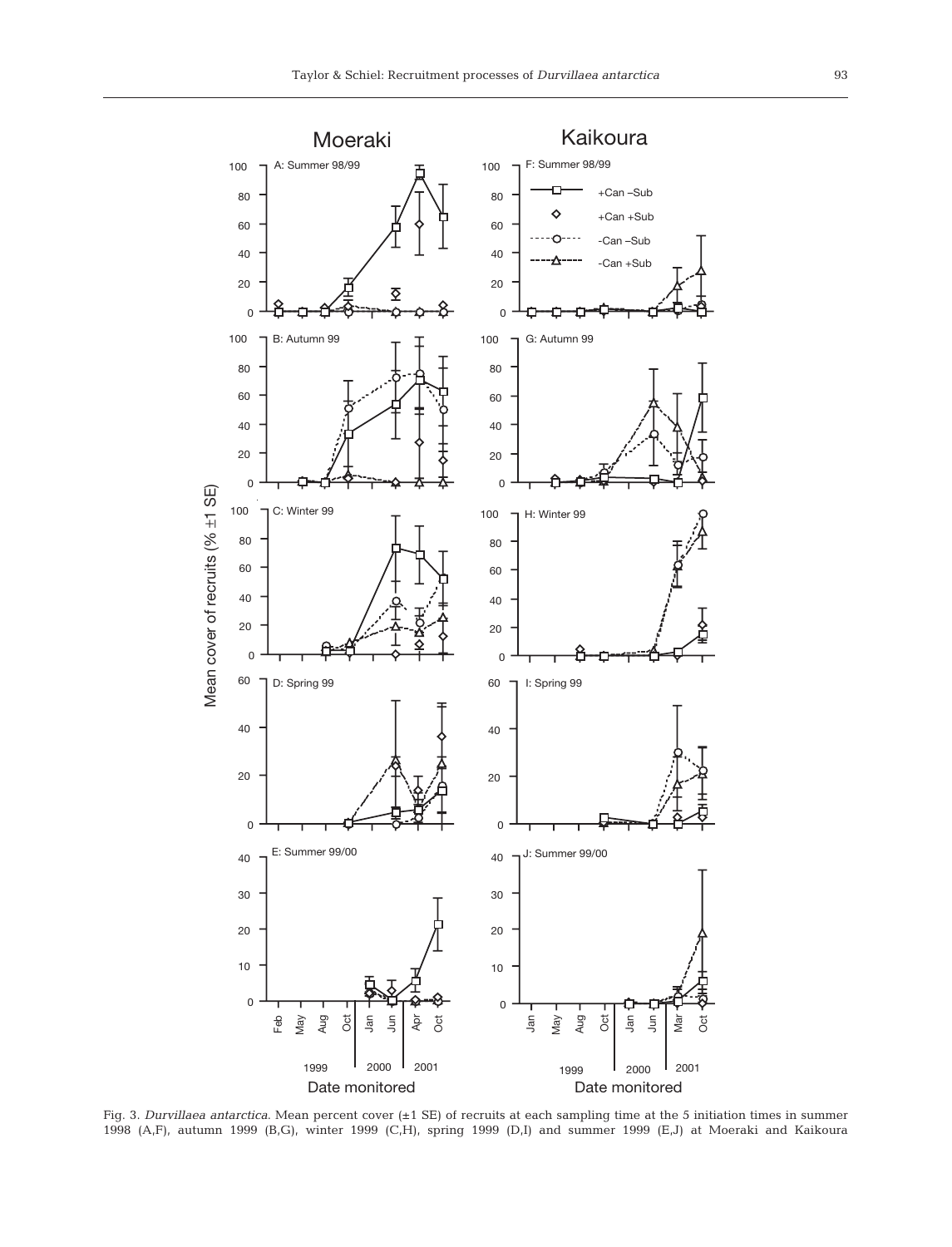Fig. 3. *Durvillaea antarctica*. Mean percent cover (±1 SE) of recruits at each sampling time at the 5 initiation times in summer 1998 (A,F), autumn 1999 (B,G), winter 1999 (C,H), spring 1999 (D,I) and summer 1999 (E,J) at Moeraki and Kaikoura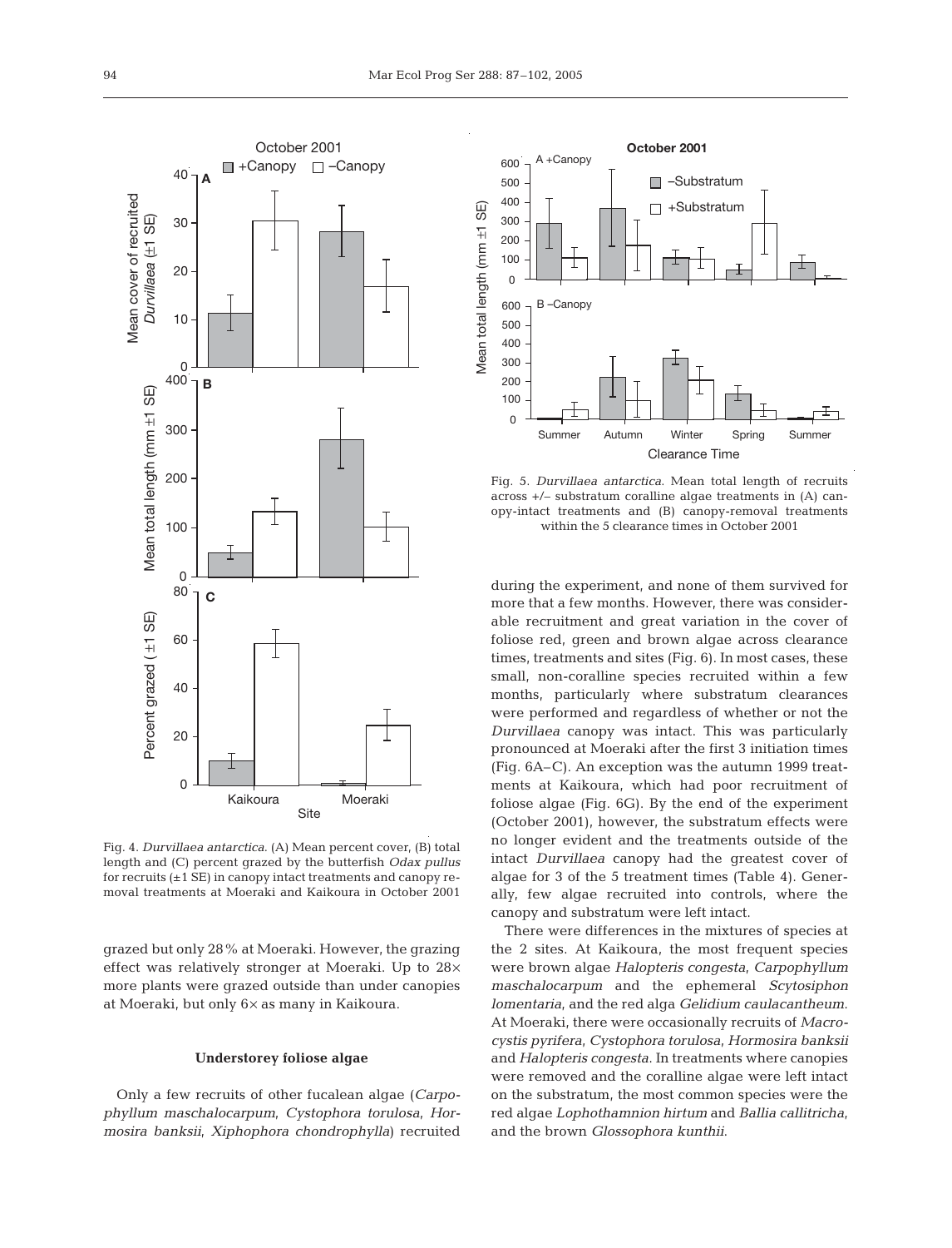Fig. 4. *Durvillaea antarctica*. (A) Mean percent cover, (B) total length and (C) percent grazed by the butterfish *Odax pullus* for recruits (±1 SE) in canopy intact treatments and canopy removal treatments at Moeraki and Kaikoura in October 2001

Fig. 5. *Durvillaea antarctica*. Mean total length of recruits across +/− substratum coralline algae treatments in (A) canopy-intact treatments and (B) canopy-removal treatments within the 5 clearance times in October 2001

grazed but only 28% at Moeraki. However, the grazing effect was relatively stronger at Moeraki. Up to 28× more plants were grazed outside than under canopies at Moeraki, but only 6× as many in Kaikoura.

### Understorey foliose algae

Only a few recruits of other fucalean algae (*Carpophyllum maschalocarpum*, *Cystophora torulosa*, *Hormosira banksii*, *Xiphophora chondrophylla*) recruited during the experiment, and none of them survived for more that a few months. However, there was considerable recruitment and great variation in the cover of foliose red, green and brown algae across clearance times, treatments and sites (Fig. 6). In most cases, these small, non-coralline species recruited within a few months, particularly where substratum clearances were performed and regardless of whether or not the *Durvillaea* canopy was intact. This was particularly pronounced at Moeraki after the first 3 initiation times (Fig. 6A–C). An exception was the autumn 1999 treatments at Kaikoura, which had poor recruitment of foliose algae (Fig. 6G). By the end of the experiment (October 2001), however, the substratum effects were no longer evident and the treatments outside of the intact *Durvillaea* canopy had the greatest cover of algae for 3 of the 5 treatment times (Table 4). Generally, few algae recruited into controls, where the canopy and substratum were left intact.

There were differences in the mixtures of species at the 2 sites. At Kaikoura, the most frequent species were brown algae *Halopteris congesta*, *Carpophyllum maschalocarpum* and the ephemeral *Scytosiphon lomentaria*, and the red alga *Gelidium caulacantheum*. At Moeraki, there were occasionally recruits of *Macrocystis pyrifera*, *Cystophora torulosa*, *Hormosira banksii* and *Halopteris congesta*. In treatments where canopies were removed and the coralline algae were left intact on the substratum, the most common species were the red algae *Lophothamnion hirtum* and *Ballia callitricha*, and the brown *Glossophora kunthii*.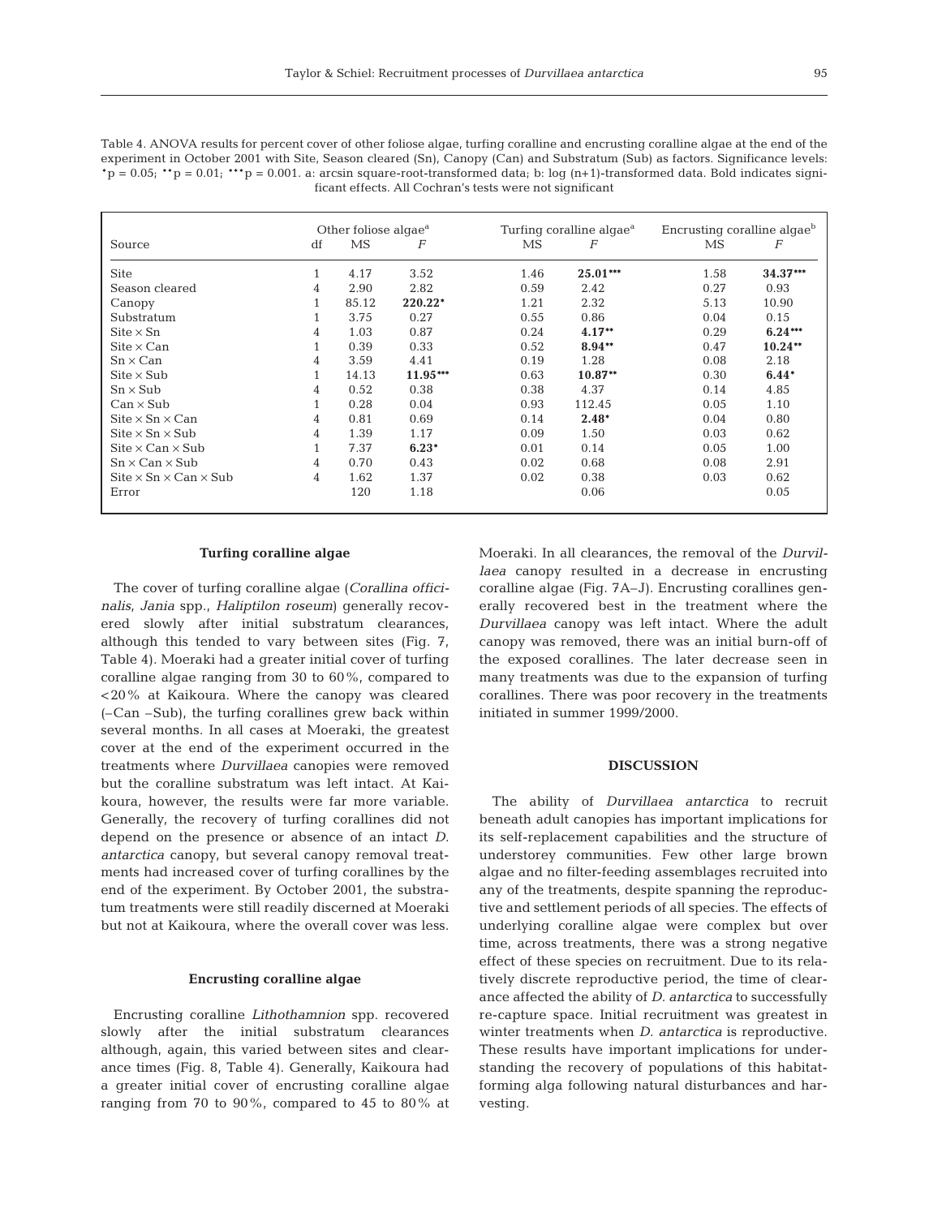Table 4. ANOVA results for percent cover of other foliose algae, turfing coralline and encrusting coralline algae at the end of the experiment in October 2001 with Site, Season cleared (Sn), Canopy (Can) and Substratum (Sub) as factors. Significance levels: \*p = 0.05; \*\*p = 0.01; \*\*\*p = 0.001. a: arcsin square-root-transformed data; b: log (n+1)-transformed data. Bold indicates significant effects. All Cochran's tests were not significant

| Source | df | Other foliose algae[a] MS | Other foliose algae[a] *F* | Turfing coralline algae[a] MS | Turfing coralline algae[a] *F* | Encrusting coralline algae[b] MS | Encrusting coralline algae[b] *F* |
|---|---|---|---|---|---|---|---|
| Site | 1 | 4.17 | 3.52 | 1.46 | **25.01\*\*\*** | 1.58 | **34.37\*\*\*** |
| Season cleared | 4 | 2.90 | 2.82 | 0.59 | 2.42 | 0.27 | 0.93 |
| Canopy | 1 | 85.12 | **220.22\*** | 1.21 | 2.32 | 5.13 | 10.90 |
| Substratum | 1 | 3.75 | 0.27 | 0.55 | 0.86 | 0.04 | 0.15 |
| Site × Sn | 4 | 1.03 | 0.87 | 0.24 | **4.17\*\*** | 0.29 | **6.24\*\*\*** |
| Site × Can | 1 | 0.39 | 0.33 | 0.52 | **8.94\*\*** | 0.47 | **10.24\*\*** |
| Sn × Can | 4 | 3.59 | 4.41 | 0.19 | 1.28 | 0.08 | 2.18 |
| Site × Sub | 1 | 14.13 | **11.95\*\*\*** | 0.63 | **10.87\*\*** | 0.30 | **6.44\*** |
| Sn × Sub | 4 | 0.52 | 0.38 | 0.38 | 4.37 | 0.14 | 4.85 |
| Can × Sub | 1 | 0.28 | 0.04 | 0.93 | 112.45 | 0.05 | 1.10 |
| Site × Sn × Can | 4 | 0.81 | 0.69 | 0.14 | **2.48\*** | 0.04 | 0.80 |
| Site × Sn × Sub | 4 | 1.39 | 1.17 | 0.09 | 1.50 | 0.03 | 0.62 |
| Site × Can × Sub | 1 | 7.37 | **6.23\*** | 0.01 | 0.14 | 0.05 | 1.00 |
| Sn × Can × Sub | 4 | 0.70 | 0.43 | 0.02 | 0.68 | 0.08 | 2.91 |
| Site × Sn × Can × Sub | 4 | 1.62 | 1.37 | 0.02 | 0.38 | 0.03 | 0.62 |
| Error | | 120 | 1.18 | | 0.06 | | 0.05 |

### Turfing coralline algae

The cover of turfing coralline algae (*Corallina officinalis*, *Jania* spp., *Haliptilon roseum*) generally recovered slowly after initial substratum clearances, although this tended to vary between sites (Fig. 7, Table 4). Moeraki had a greater initial cover of turfing coralline algae ranging from 30 to 60%, compared to <20% at Kaikoura. Where the canopy was cleared (–Can –Sub), the turfing corallines grew back within several months. In all cases at Moeraki, the greatest cover at the end of the experiment occurred in the treatments where *Durvillaea* canopies were removed but the coralline substratum was left intact. At Kaikoura, however, the results were far more variable. Generally, the recovery of turfing corallines did not depend on the presence or absence of an intact *D. antarctica* canopy, but several canopy removal treatments had increased cover of turfing corallines by the end of the experiment. By October 2001, the substratum treatments were still readily discerned at Moeraki but not at Kaikoura, where the overall cover was less.

### Encrusting coralline algae

Encrusting coralline *Lithothamnion* spp. recovered slowly after the initial substratum clearances although, again, this varied between sites and clearance times (Fig. 8, Table 4). Generally, Kaikoura had a greater initial cover of encrusting coralline algae ranging from 70 to 90%, compared to 45 to 80% at Moeraki. In all clearances, the removal of the *Durvillaea* canopy resulted in a decrease in encrusting coralline algae (Fig. 7A–J). Encrusting corallines generally recovered best in the treatment where the *Durvillaea* canopy was left intact. Where the adult canopy was removed, there was an initial burn-off of the exposed corallines. The later decrease seen in many treatments was due to the expansion of turfing corallines. There was poor recovery in the treatments initiated in summer 1999/2000.

## DISCUSSION

The ability of *Durvillaea antarctica* to recruit beneath adult canopies has important implications for its self-replacement capabilities and the structure of understorey communities. Few other large brown algae and no filter-feeding assemblages recruited into any of the treatments, despite spanning the reproductive and settlement periods of all species. The effects of underlying coralline algae were complex but over time, across treatments, there was a strong negative effect of these species on recruitment. Due to its relatively discrete reproductive period, the time of clearance affected the ability of *D. antarctica* to successfully re-capture space. Initial recruitment was greatest in winter treatments when *D. antarctica* is reproductive. These results have important implications for understanding the recovery of populations of this habitat-forming alga following natural disturbances and harvesting.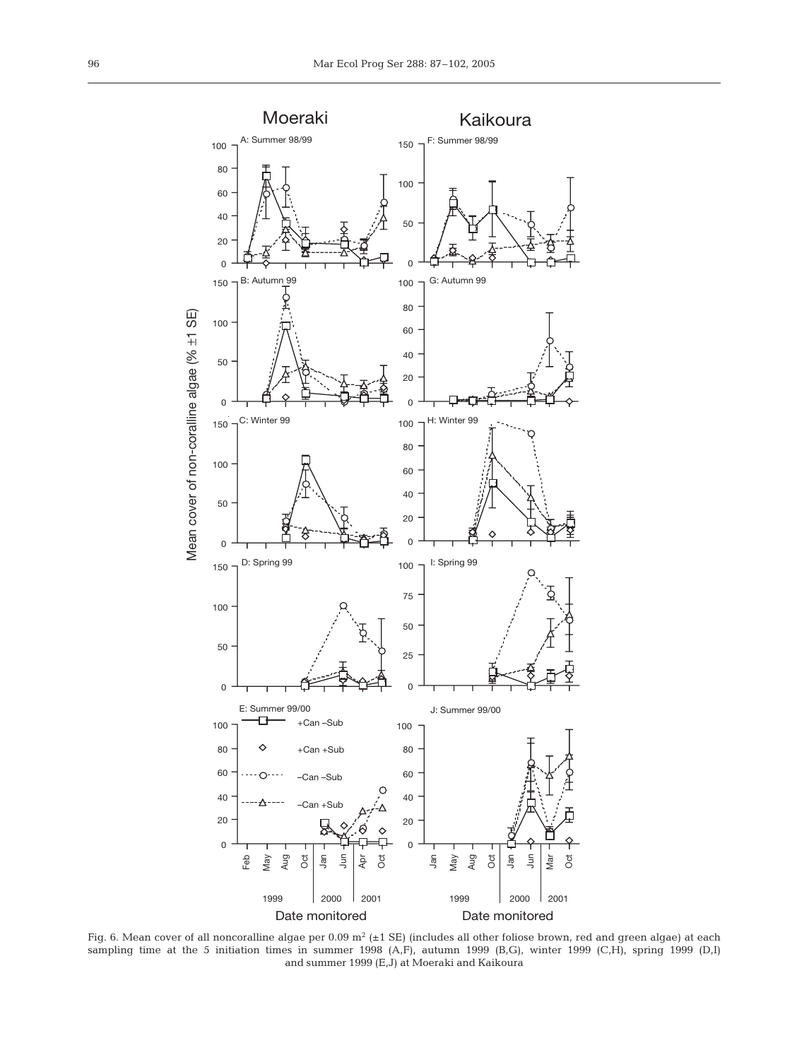Fig. 6. Mean cover of all noncoralline algae per 0.09 m$^2$ (±1 SE) (includes all other foliose brown, red and green algae) at each sampling time at the 5 initiation times in summer 1998 (A,F), autumn 1999 (B,G), winter 1999 (C,H), spring 1999 (D,I) and summer 1999 (E,J) at Moeraki and Kaikoura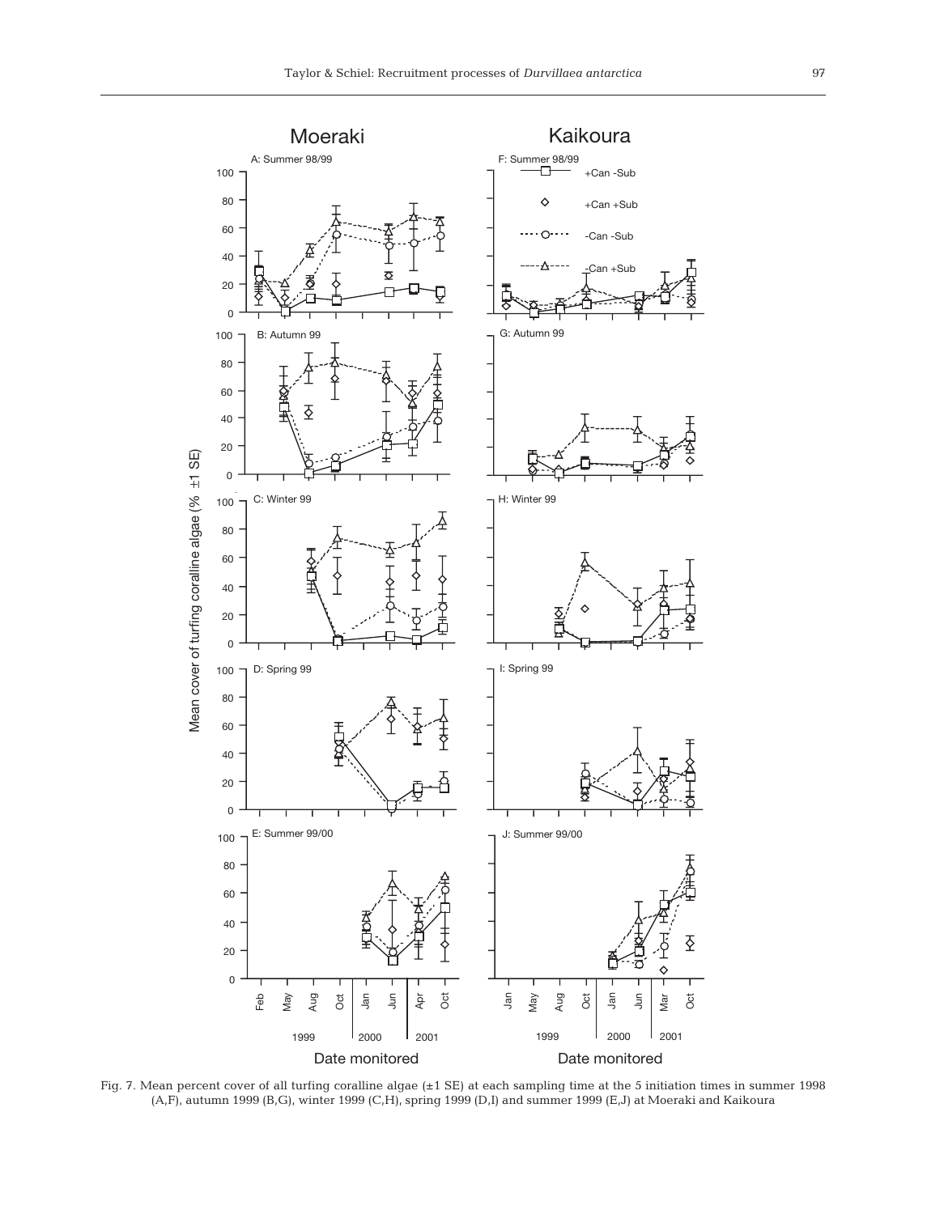Fig. 7. Mean percent cover of all turfing coralline algae (±1 SE) at each sampling time at the 5 initiation times in summer 1998 (A,F), autumn 1999 (B,G), winter 1999 (C,H), spring 1999 (D,I) and summer 1999 (E,J) at Moeraki and Kaikoura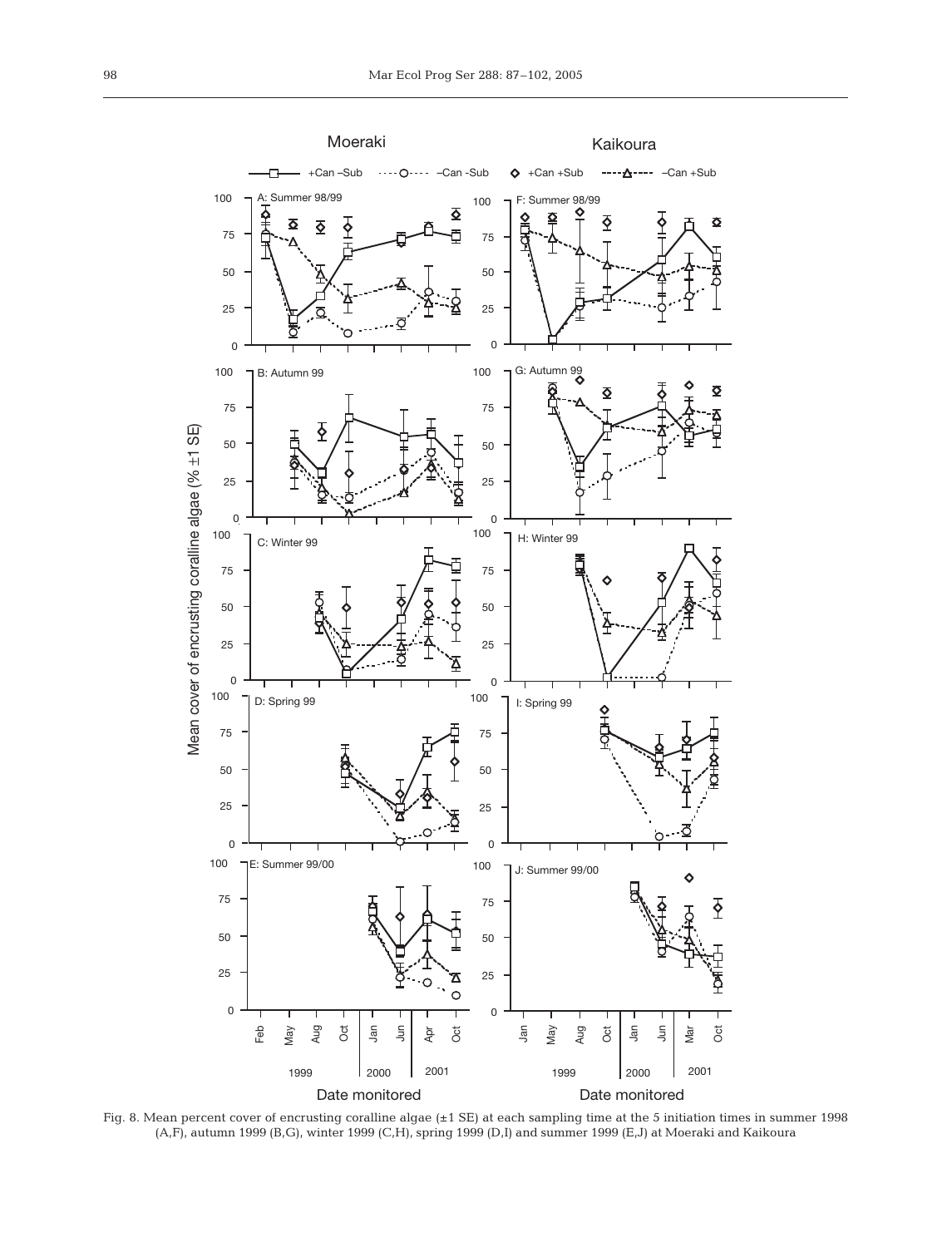Fig. 8. Mean percent cover of encrusting coralline algae (±1 SE) at each sampling time at the 5 initiation times in summer 1998 (A,F), autumn 1999 (B,G), winter 1999 (C,H), spring 1999 (D,I) and summer 1999 (E,J) at Moeraki and Kaikoura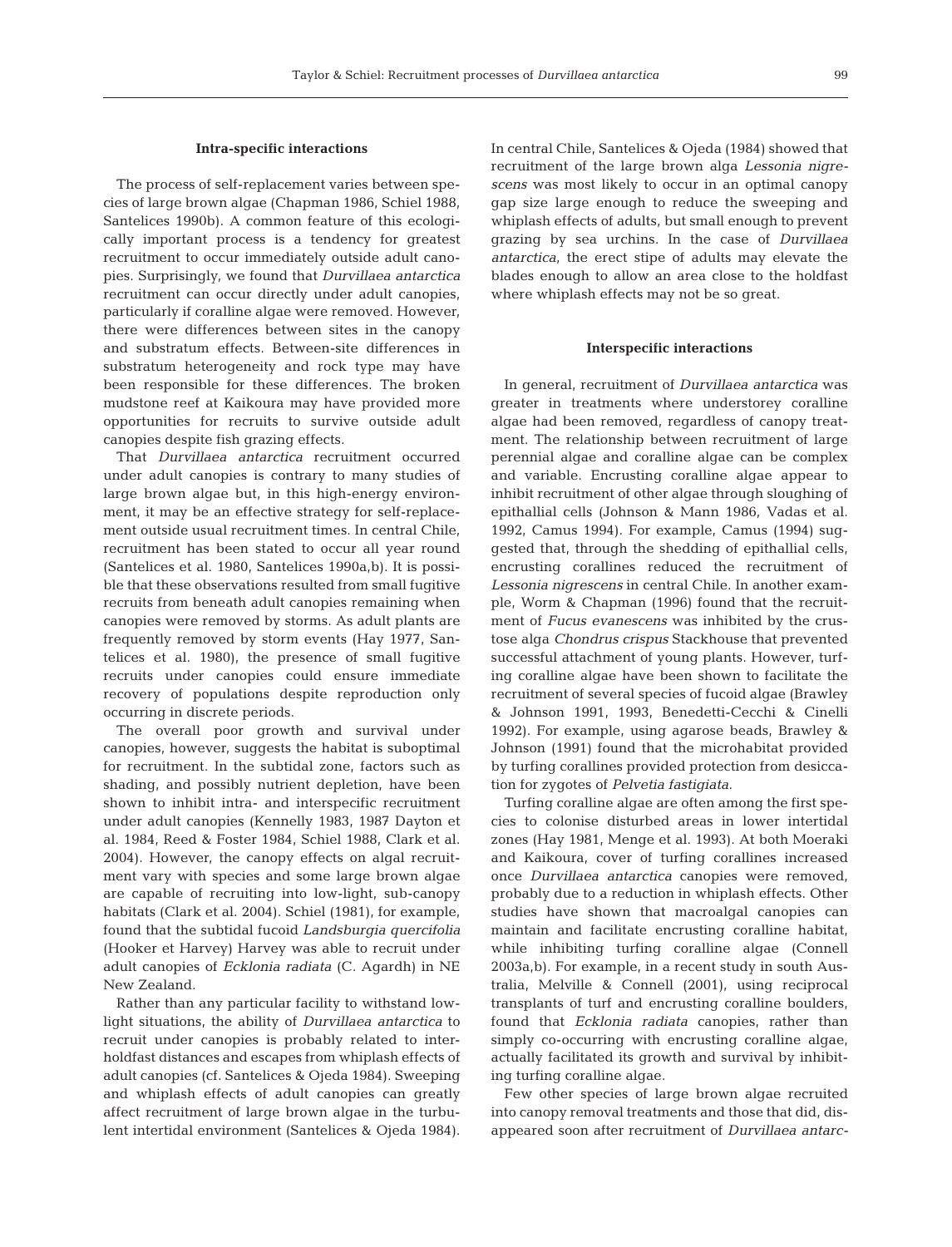### Intra-specific interactions

The process of self-replacement varies between species of large brown algae (Chapman 1986, Schiel 1988, Santelices 1990b). A common feature of this ecologically important process is a tendency for greatest recruitment to occur immediately outside adult canopies. Surprisingly, we found that *Durvillaea antarctica* recruitment can occur directly under adult canopies, particularly if coralline algae were removed. However, there were differences between sites in the canopy and substratum effects. Between-site differences in substratum heterogeneity and rock type may have been responsible for these differences. The broken mudstone reef at Kaikoura may have provided more opportunities for recruits to survive outside adult canopies despite fish grazing effects.

That *Durvillaea antarctica* recruitment occurred under adult canopies is contrary to many studies of large brown algae but, in this high-energy environment, it may be an effective strategy for self-replacement outside usual recruitment times. In central Chile, recruitment has been stated to occur all year round (Santelices et al. 1980, Santelices 1990a,b). It is possible that these observations resulted from small fugitive recruits from beneath adult canopies remaining when canopies were removed by storms. As adult plants are frequently removed by storm events (Hay 1977, Santelices et al. 1980), the presence of small fugitive recruits under canopies could ensure immediate recovery of populations despite reproduction only occurring in discrete periods.

The overall poor growth and survival under canopies, however, suggests the habitat is suboptimal for recruitment. In the subtidal zone, factors such as shading, and possibly nutrient depletion, have been shown to inhibit intra- and interspecific recruitment under adult canopies (Kennelly 1983, 1987 Dayton et al. 1984, Reed & Foster 1984, Schiel 1988, Clark et al. 2004). However, the canopy effects on algal recruitment vary with species and some large brown algae are capable of recruiting into low-light, sub-canopy habitats (Clark et al. 2004). Schiel (1981), for example, found that the subtidal fucoid *Landsburgia quercifolia* (Hooker et Harvey) Harvey was able to recruit under adult canopies of *Ecklonia radiata* (C. Agardh) in NE New Zealand.

Rather than any particular facility to withstand low-light situations, the ability of *Durvillaea antarctica* to recruit under canopies is probably related to inter-holdfast distances and escapes from whiplash effects of adult canopies (cf. Santelices & Ojeda 1984). Sweeping and whiplash effects of adult canopies can greatly affect recruitment of large brown algae in the turbulent intertidal environment (Santelices & Ojeda 1984). In central Chile, Santelices & Ojeda (1984) showed that recruitment of the large brown alga *Lessonia nigrescens* was most likely to occur in an optimal canopy gap size large enough to reduce the sweeping and whiplash effects of adults, but small enough to prevent grazing by sea urchins. In the case of *Durvillaea antarctica*, the erect stipe of adults may elevate the blades enough to allow an area close to the holdfast where whiplash effects may not be so great.

### Interspecific interactions

In general, recruitment of *Durvillaea antarctica* was greater in treatments where understorey coralline algae had been removed, regardless of canopy treatment. The relationship between recruitment of large perennial algae and coralline algae can be complex and variable. Encrusting coralline algae appear to inhibit recruitment of other algae through sloughing of epithallial cells (Johnson & Mann 1986, Vadas et al. 1992, Camus 1994). For example, Camus (1994) suggested that, through the shedding of epithallial cells, encrusting corallines reduced the recruitment of *Lessonia nigrescens* in central Chile. In another example, Worm & Chapman (1996) found that the recruitment of *Fucus evanescens* was inhibited by the crustose alga *Chondrus crispus* Stackhouse that prevented successful attachment of young plants. However, turfing coralline algae have been shown to facilitate the recruitment of several species of fucoid algae (Brawley & Johnson 1991, 1993, Benedetti-Cecchi & Cinelli 1992). For example, using agarose beads, Brawley & Johnson (1991) found that the microhabitat provided by turfing corallines provided protection from desiccation for zygotes of *Pelvetia fastigiata*.

Turfing coralline algae are often among the first species to colonise disturbed areas in lower intertidal zones (Hay 1981, Menge et al. 1993). At both Moeraki and Kaikoura, cover of turfing corallines increased once *Durvillaea antarctica* canopies were removed, probably due to a reduction in whiplash effects. Other studies have shown that macroalgal canopies can maintain and facilitate encrusting coralline habitat, while inhibiting turfing coralline algae (Connell 2003a,b). For example, in a recent study in south Australia, Melville & Connell (2001), using reciprocal transplants of turf and encrusting coralline boulders, found that *Ecklonia radiata* canopies, rather than simply co-occurring with encrusting coralline algae, actually facilitated its growth and survival by inhibiting turfing coralline algae.

Few other species of large brown algae recruited into canopy removal treatments and those that did, disappeared soon after recruitment of *Durvillaea antarc-*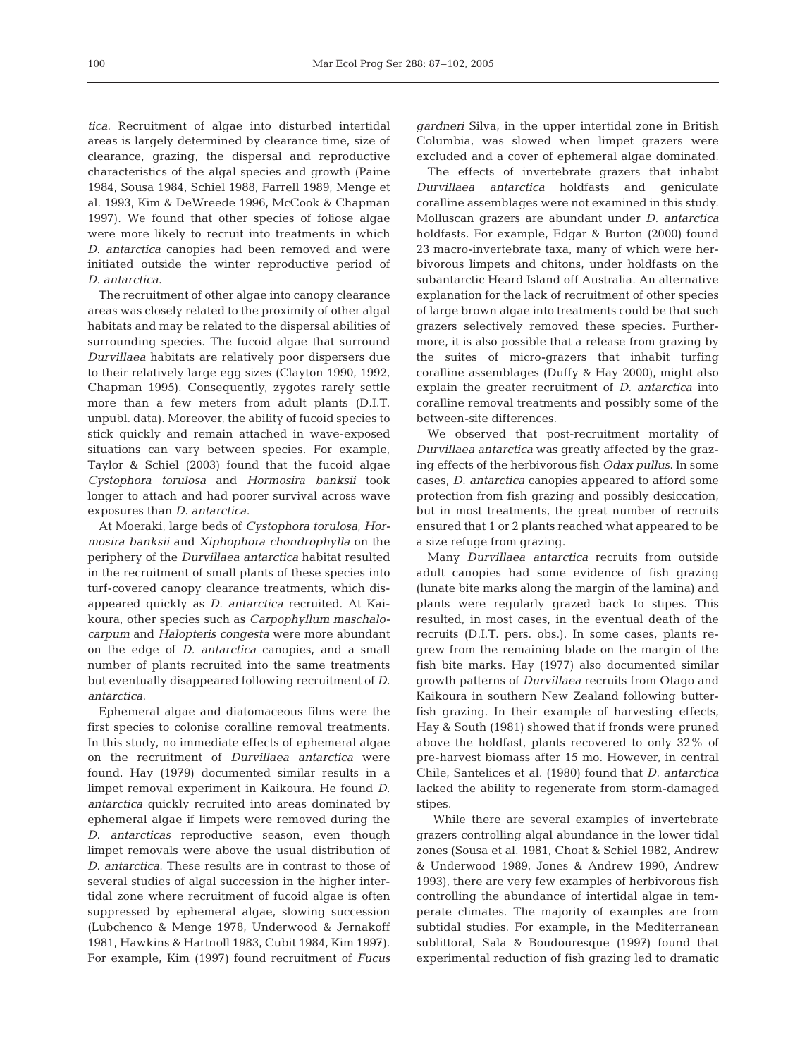*tica*. Recruitment of algae into disturbed intertidal areas is largely determined by clearance time, size of clearance, grazing, the dispersal and reproductive characteristics of the algal species and growth (Paine 1984, Sousa 1984, Schiel 1988, Farrell 1989, Menge et al. 1993, Kim & DeWreede 1996, McCook & Chapman 1997). We found that other species of foliose algae were more likely to recruit into treatments in which *D. antarctica* canopies had been removed and were initiated outside the winter reproductive period of *D. antarctica*.

The recruitment of other algae into canopy clearance areas was closely related to the proximity of other algal habitats and may be related to the dispersal abilities of surrounding species. The fucoid algae that surround *Durvillaea* habitats are relatively poor dispersers due to their relatively large egg sizes (Clayton 1990, 1992, Chapman 1995). Consequently, zygotes rarely settle more than a few meters from adult plants (D.I.T. unpubl. data). Moreover, the ability of fucoid species to stick quickly and remain attached in wave-exposed situations can vary between species. For example, Taylor & Schiel (2003) found that the fucoid algae *Cystophora torulosa* and *Hormosira banksii* took longer to attach and had poorer survival across wave exposures than *D. antarctica*.

At Moeraki, large beds of *Cystophora torulosa*, *Hormosira banksii* and *Xiphophora chondrophylla* on the periphery of the *Durvillaea antarctica* habitat resulted in the recruitment of small plants of these species into turf-covered canopy clearance treatments, which disappeared quickly as *D. antarctica* recruited. At Kaikoura, other species such as *Carpophyllum maschalocarpum* and *Halopteris congesta* were more abundant on the edge of *D. antarctica* canopies, and a small number of plants recruited into the same treatments but eventually disappeared following recruitment of *D. antarctica*.

Ephemeral algae and diatomaceous films were the first species to colonise coralline removal treatments. In this study, no immediate effects of ephemeral algae on the recruitment of *Durvillaea antarctica* were found. Hay (1979) documented similar results in a limpet removal experiment in Kaikoura. He found *D. antarctica* quickly recruited into areas dominated by ephemeral algae if limpets were removed during the *D. antarcticas* reproductive season, even though limpet removals were above the usual distribution of *D. antarctica*. These results are in contrast to those of several studies of algal succession in the higher intertidal zone where recruitment of fucoid algae is often suppressed by ephemeral algae, slowing succession (Lubchenco & Menge 1978, Underwood & Jernakoff 1981, Hawkins & Hartnoll 1983, Cubit 1984, Kim 1997). For example, Kim (1997) found recruitment of *Fucus gardneri* Silva, in the upper intertidal zone in British Columbia, was slowed when limpet grazers were excluded and a cover of ephemeral algae dominated.

The effects of invertebrate grazers that inhabit *Durvillaea antarctica* holdfasts and geniculate coralline assemblages were not examined in this study. Molluscan grazers are abundant under *D. antarctica* holdfasts. For example, Edgar & Burton (2000) found 23 macro-invertebrate taxa, many of which were herbivorous limpets and chitons, under holdfasts on the subantarctic Heard Island off Australia. An alternative explanation for the lack of recruitment of other species of large brown algae into treatments could be that such grazers selectively removed these species. Furthermore, it is also possible that a release from grazing by the suites of micro-grazers that inhabit turfing coralline assemblages (Duffy & Hay 2000), might also explain the greater recruitment of *D. antarctica* into coralline removal treatments and possibly some of the between-site differences.

We observed that post-recruitment mortality of *Durvillaea antarctica* was greatly affected by the grazing effects of the herbivorous fish *Odax pullus*. In some cases, *D. antarctica* canopies appeared to afford some protection from fish grazing and possibly desiccation, but in most treatments, the great number of recruits ensured that 1 or 2 plants reached what appeared to be a size refuge from grazing.

Many *Durvillaea antarctica* recruits from outside adult canopies had some evidence of fish grazing (lunate bite marks along the margin of the lamina) and plants were regularly grazed back to stipes. This resulted, in most cases, in the eventual death of the recruits (D.I.T. pers. obs.). In some cases, plants regrew from the remaining blade on the margin of the fish bite marks. Hay (1977) also documented similar growth patterns of *Durvillaea* recruits from Otago and Kaikoura in southern New Zealand following butterfish grazing. In their example of harvesting effects, Hay & South (1981) showed that if fronds were pruned above the holdfast, plants recovered to only 32% of pre-harvest biomass after 15 mo. However, in central Chile, Santelices et al. (1980) found that *D. antarctica* lacked the ability to regenerate from storm-damaged stipes.

While there are several examples of invertebrate grazers controlling algal abundance in the lower tidal zones (Sousa et al. 1981, Choat & Schiel 1982, Andrew & Underwood 1989, Jones & Andrew 1990, Andrew 1993), there are very few examples of herbivorous fish controlling the abundance of intertidal algae in temperate climates. The majority of examples are from subtidal studies. For example, in the Mediterranean sublittoral, Sala & Boudouresque (1997) found that experimental reduction of fish grazing led to dramatic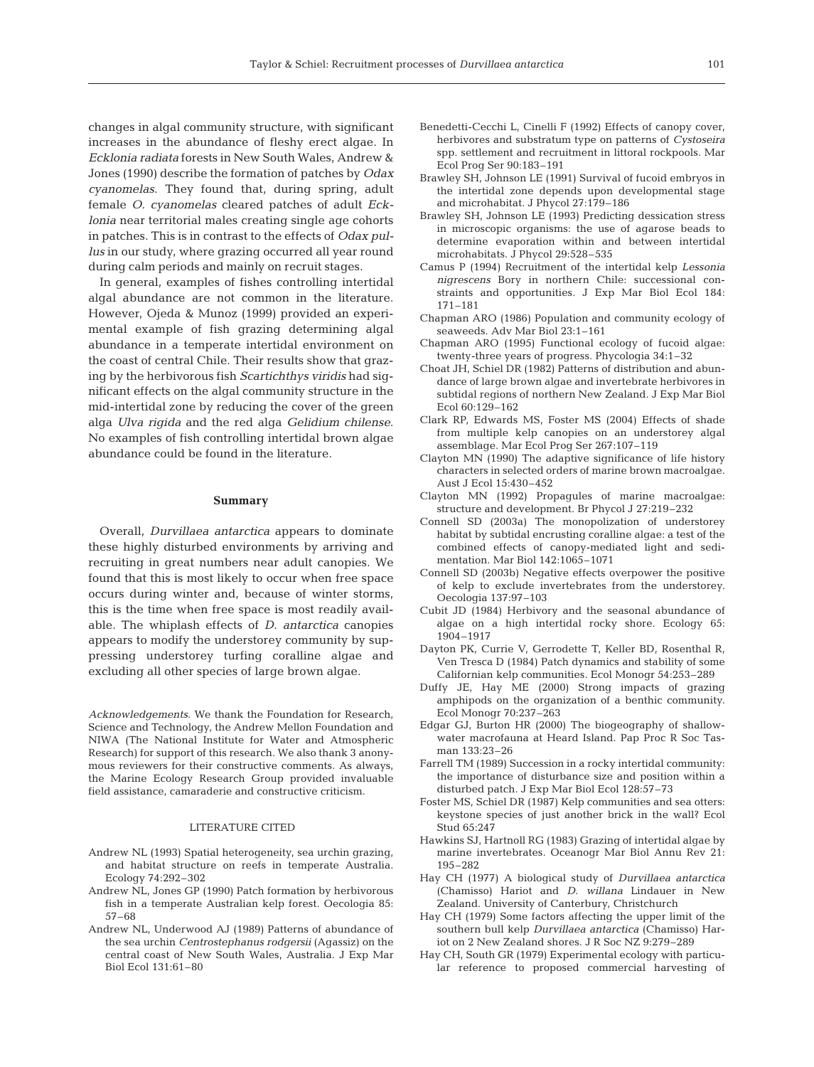changes in algal community structure, with significant increases in the abundance of fleshy erect algae. In *Ecklonia radiata* forests in New South Wales, Andrew & Jones (1990) describe the formation of patches by *Odax cyanomelas*. They found that, during spring, adult female *O. cyanomelas* cleared patches of adult *Ecklonia* near territorial males creating single age cohorts in patches. This is in contrast to the effects of *Odax pullus* in our study, where grazing occurred all year round during calm periods and mainly on recruit stages.

In general, examples of fishes controlling intertidal algal abundance are not common in the literature. However, Ojeda & Munoz (1999) provided an experimental example of fish grazing determining algal abundance in a temperate intertidal environment on the coast of central Chile. Their results show that grazing by the herbivorous fish *Scartichthys viridis* had significant effects on the algal community structure in the mid-intertidal zone by reducing the cover of the green alga *Ulva rigida* and the red alga *Gelidium chilense*. No examples of fish controlling intertidal brown algae abundance could be found in the literature.

## Summary

Overall, *Durvillaea antarctica* appears to dominate these highly disturbed environments by arriving and recruiting in great numbers near adult canopies. We found that this is most likely to occur when free space occurs during winter and, because of winter storms, this is the time when free space is most readily available. The whiplash effects of *D. antarctica* canopies appears to modify the understorey community by suppressing understorey turfing coralline algae and excluding all other species of large brown algae.

*Acknowledgements*. We thank the Foundation for Research, Science and Technology, the Andrew Mellon Foundation and NIWA (The National Institute for Water and Atmospheric Research) for support of this research. We also thank 3 anonymous reviewers for their constructive comments. As always, the Marine Ecology Research Group provided invaluable field assistance, camaraderie and constructive criticism.

## LITERATURE CITED

- Andrew NL (1993) Spatial heterogeneity, sea urchin grazing, and habitat structure on reefs in temperate Australia. Ecology 74:292–302
- Andrew NL, Jones GP (1990) Patch formation by herbivorous fish in a temperate Australian kelp forest. Oecologia 85: 57–68
- Andrew NL, Underwood AJ (1989) Patterns of abundance of the sea urchin *Centrostephanus rodgersii* (Agassiz) on the central coast of New South Wales, Australia. J Exp Mar Biol Ecol 131:61–80
- Benedetti-Cecchi L, Cinelli F (1992) Effects of canopy cover, herbivores and substratum type on patterns of *Cystoseira* spp. settlement and recruitment in littoral rockpools. Mar Ecol Prog Ser 90:183–191
- Brawley SH, Johnson LE (1991) Survival of fucoid embryos in the intertidal zone depends upon developmental stage and microhabitat. J Phycol 27:179–186
- Brawley SH, Johnson LE (1993) Predicting dessication stress in microscopic organisms: the use of agarose beads to determine evaporation within and between intertidal microhabitats. J Phycol 29:528–535
- Camus P (1994) Recruitment of the intertidal kelp *Lessonia nigrescens* Bory in northern Chile: successional constraints and opportunities. J Exp Mar Biol Ecol 184: 171–181
- Chapman ARO (1986) Population and community ecology of seaweeds. Adv Mar Biol 23:1–161
- Chapman ARO (1995) Functional ecology of fucoid algae: twenty-three years of progress. Phycologia 34:1–32
- Choat JH, Schiel DR (1982) Patterns of distribution and abundance of large brown algae and invertebrate herbivores in subtidal regions of northern New Zealand. J Exp Mar Biol Ecol 60:129–162
- Clark RP, Edwards MS, Foster MS (2004) Effects of shade from multiple kelp canopies on an understorey algal assemblage. Mar Ecol Prog Ser 267:107–119
- Clayton MN (1990) The adaptive significance of life history characters in selected orders of marine brown macroalgae. Aust J Ecol 15:430–452
- Clayton MN (1992) Propagules of marine macroalgae: structure and development. Br Phycol J 27:219–232
- Connell SD (2003a) The monopolization of understorey habitat by subtidal encrusting coralline algae: a test of the combined effects of canopy-mediated light and sedimentation. Mar Biol 142:1065–1071
- Connell SD (2003b) Negative effects overpower the positive of kelp to exclude invertebrates from the understorey. Oecologia 137:97–103
- Cubit JD (1984) Herbivory and the seasonal abundance of algae on a high intertidal rocky shore. Ecology 65: 1904–1917
- Dayton PK, Currie V, Gerrodette T, Keller BD, Rosenthal R, Ven Tresca D (1984) Patch dynamics and stability of some Californian kelp communities. Ecol Monogr 54:253–289
- Duffy JE, Hay ME (2000) Strong impacts of grazing amphipods on the organization of a benthic community. Ecol Monogr 70:237–263
- Edgar GJ, Burton HR (2000) The biogeography of shallow-water macrofauna at Heard Island. Pap Proc R Soc Tasman 133:23–26
- Farrell TM (1989) Succession in a rocky intertidal community: the importance of disturbance size and position within a disturbed patch. J Exp Mar Biol Ecol 128:57–73
- Foster MS, Schiel DR (1987) Kelp communities and sea otters: keystone species of just another brick in the wall? Ecol Stud 65:247
- Hawkins SJ, Hartnoll RG (1983) Grazing of intertidal algae by marine invertebrates. Oceanogr Mar Biol Annu Rev 21: 195–282
- Hay CH (1977) A biological study of *Durvillaea antarctica* (Chamisso) Hariot and *D. willana* Lindauer in New Zealand. University of Canterbury, Christchurch
- Hay CH (1979) Some factors affecting the upper limit of the southern bull kelp *Durvillaea antarctica* (Chamisso) Hariot on 2 New Zealand shores. J R Soc NZ 9:279–289
- Hay CH, South GR (1979) Experimental ecology with particular reference to proposed commercial harvesting of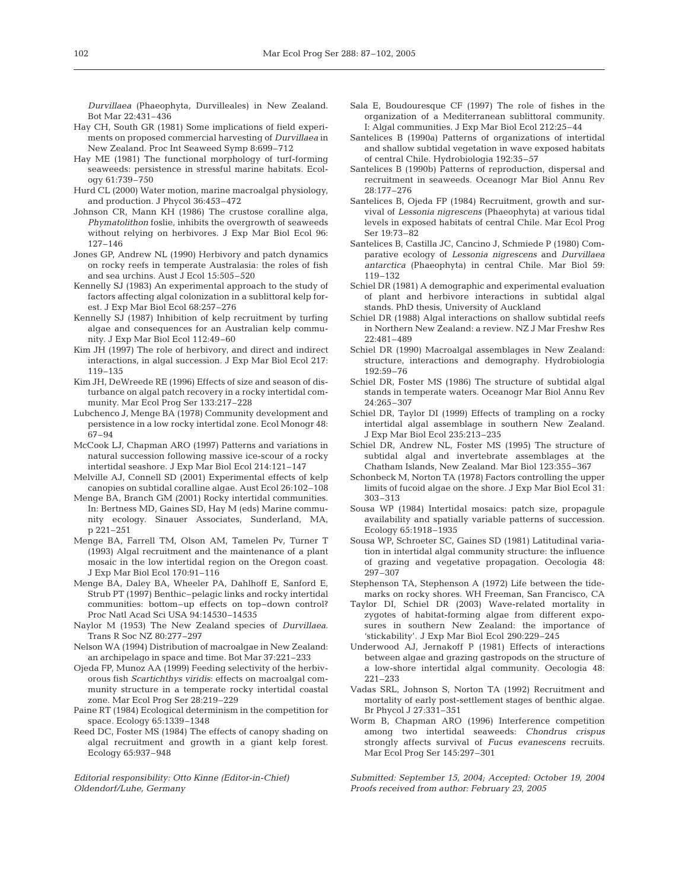*Durvillaea* (Phaeophyta, Durvilleales) in New Zealand. Bot Mar 22:431–436

Hay CH, South GR (1981) Some implications of field experiments on proposed commercial harvesting of *Durvillaea* in New Zealand. Proc Int Seaweed Symp 8:699–712

Hay ME (1981) The functional morphology of turf-forming seaweeds: persistence in stressful marine habitats. Ecology 61:739–750

Hurd CL (2000) Water motion, marine macroalgal physiology, and production. J Phycol 36:453–472

Johnson CR, Mann KH (1986) The crustose coralline alga, *Phymatolithon* foslie, inhibits the overgrowth of seaweeds without relying on herbivores. J Exp Mar Biol Ecol 96: 127–146

Jones GP, Andrew NL (1990) Herbivory and patch dynamics on rocky reefs in temperate Australasia: the roles of fish and sea urchins. Aust J Ecol 15:505–520

Kennelly SJ (1983) An experimental approach to the study of factors affecting algal colonization in a sublittoral kelp forest. J Exp Mar Biol Ecol 68:257–276

Kennelly SJ (1987) Inhibition of kelp recruitment by turfing algae and consequences for an Australian kelp community. J Exp Mar Biol Ecol 112:49–60

Kim JH (1997) The role of herbivory, and direct and indirect interactions, in algal succession. J Exp Mar Biol Ecol 217: 119–135

Kim JH, DeWreede RE (1996) Effects of size and season of disturbance on algal patch recovery in a rocky intertidal community. Mar Ecol Prog Ser 133:217–228

Lubchenco J, Menge BA (1978) Community development and persistence in a low rocky intertidal zone. Ecol Monogr 48: 67–94

McCook LJ, Chapman ARO (1997) Patterns and variations in natural succession following massive ice-scour of a rocky intertidal seashore. J Exp Mar Biol Ecol 214:121–147

Melville AJ, Connell SD (2001) Experimental effects of kelp canopies on subtidal coralline algae. Aust Ecol 26:102–108

Menge BA, Branch GM (2001) Rocky intertidal communities. In: Bertness MD, Gaines SD, Hay M (eds) Marine community ecology. Sinauer Associates, Sunderland, MA, p 221–251

Menge BA, Farrell TM, Olson AM, Tamelen Pv, Turner T (1993) Algal recruitment and the maintenance of a plant mosaic in the low intertidal region on the Oregon coast. J Exp Mar Biol Ecol 170:91–116

Menge BA, Daley BA, Wheeler PA, Dahlhoff E, Sanford E, Strub PT (1997) Benthic–pelagic links and rocky intertidal communities: bottom–up effects on top–down control? Proc Natl Acad Sci USA 94:14530–14535

Naylor M (1953) The New Zealand species of *Durvillaea*. Trans R Soc NZ 80:277–297

Nelson WA (1994) Distribution of macroalgae in New Zealand: an archipelago in space and time. Bot Mar 37:221–233

Ojeda FP, Munoz AA (1999) Feeding selectivity of the herbivorous fish *Scartichthys viridis*: effects on macroalgal community structure in a temperate rocky intertidal coastal zone. Mar Ecol Prog Ser 28:219–229

Paine RT (1984) Ecological determinism in the competition for space. Ecology 65:1339–1348

Reed DC, Foster MS (1984) The effects of canopy shading on algal recruitment and growth in a giant kelp forest. Ecology 65:937–948

Sala E, Boudouresque CF (1997) The role of fishes in the organization of a Mediterranean sublittoral community. I: Algal communities. J Exp Mar Biol Ecol 212:25–44

Santelices B (1990a) Patterns of organizations of intertidal and shallow subtidal vegetation in wave exposed habitats of central Chile. Hydrobiologia 192:35–57

Santelices B (1990b) Patterns of reproduction, dispersal and recruitment in seaweeds. Oceanogr Mar Biol Annu Rev 28:177–276

Santelices B, Ojeda FP (1984) Recruitment, growth and survival of *Lessonia nigrescens* (Phaeophyta) at various tidal levels in exposed habitats of central Chile. Mar Ecol Prog Ser 19:73–82

Santelices B, Castilla JC, Cancino J, Schmiede P (1980) Comparative ecology of *Lessonia nigrescens* and *Durvillaea antarctica* (Phaeophyta) in central Chile. Mar Biol 59: 119–132

Schiel DR (1981) A demographic and experimental evaluation of plant and herbivore interactions in subtidal algal stands. PhD thesis, University of Auckland

Schiel DR (1988) Algal interactions on shallow subtidal reefs in Northern New Zealand: a review. NZ J Mar Freshw Res 22:481–489

Schiel DR (1990) Macroalgal assemblages in New Zealand: structure, interactions and demography. Hydrobiologia 192:59–76

Schiel DR, Foster MS (1986) The structure of subtidal algal stands in temperate waters. Oceanogr Mar Biol Annu Rev 24:265–307

Schiel DR, Taylor DI (1999) Effects of trampling on a rocky intertidal algal assemblage in southern New Zealand. J Exp Mar Biol Ecol 235:213–235

Schiel DR, Andrew NL, Foster MS (1995) The structure of subtidal algal and invertebrate assemblages at the Chatham Islands, New Zealand. Mar Biol 123:355–367

Schonbeck M, Norton TA (1978) Factors controlling the upper limits of fucoid algae on the shore. J Exp Mar Biol Ecol 31: 303–313

Sousa WP (1984) Intertidal mosaics: patch size, propagule availability and spatially variable patterns of succession. Ecology 65:1918–1935

Sousa WP, Schroeter SC, Gaines SD (1981) Latitudinal variation in intertidal algal community structure: the influence of grazing and vegetative propagation. Oecologia 48: 297–307

Stephenson TA, Stephenson A (1972) Life between the tidemarks on rocky shores. WH Freeman, San Francisco, CA

Taylor DI, Schiel DR (2003) Wave-related mortality in zygotes of habitat-forming algae from different exposures in southern New Zealand: the importance of 'stickability'. J Exp Mar Biol Ecol 290:229–245

Underwood AJ, Jernakoff P (1981) Effects of interactions between algae and grazing gastropods on the structure of a low-shore intertidal algal community. Oecologia 48: 221–233

Vadas SRL, Johnson S, Norton TA (1992) Recruitment and mortality of early post-settlement stages of benthic algae. Br Phycol J 27:331–351

Worm B, Chapman ARO (1996) Interference competition among two intertidal seaweeds: *Chondrus crispus* strongly affects survival of *Fucus evanescens* recruits. Mar Ecol Prog Ser 145:297–301

*Editorial responsibility: Otto Kinne (Editor-in-Chief) Oldendorf/Luhe, Germany*

*Submitted: September 15, 2004; Accepted: October 19, 2004*
*Proofs received from author: February 23, 2005*